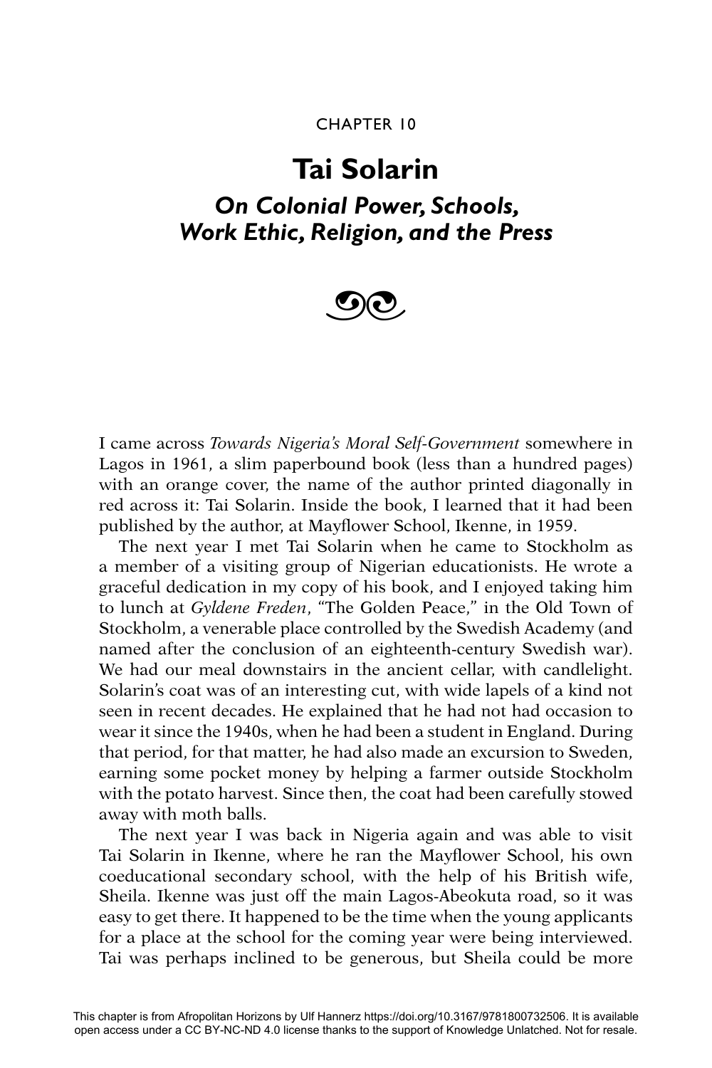CHAPTER 10

# Tai Solarin

## *On Colonial Power, Schools, Work Ethic, Religion, and the Press*

I came across *Towards Nigeria's Moral Self-Government* somewhere in Lagos in 1961, a slim paperbound book (less than a hundred pages) with an orange cover, the name of the author printed diagonally in red across it: Tai Solarin. Inside the book, I learned that it had been published by the author, at Mayflower School, Ikenne, in 1959.

The next year I met Tai Solarin when he came to Stockholm as a member of a visiting group of Nigerian educationists. He wrote a graceful dedication in my copy of his book, and I enjoyed taking him to lunch at *Gyldene Freden*, "The Golden Peace," in the Old Town of Stockholm, a venerable place controlled by the Swedish Academy (and named after the conclusion of an eighteenth-century Swedish war). We had our meal downstairs in the ancient cellar, with candlelight. Solarin's coat was of an interesting cut, with wide lapels of a kind not seen in recent decades. He explained that he had not had occasion to wear it since the 1940s, when he had been a student in England. During that period, for that matter, he had also made an excursion to Sweden, earning some pocket money by helping a farmer outside Stockholm with the potato harvest. Since then, the coat had been carefully stowed away with moth balls.

The next year I was back in Nigeria again and was able to visit Tai Solarin in Ikenne, where he ran the Mayflower School, his own coeducational secondary school, with the help of his British wife, Sheila. Ikenne was just off the main Lagos-Abeokuta road, so it was easy to get there. It happened to be the time when the young applicants for a place at the school for the coming year were being interviewed. Tai was perhaps inclined to be generous, but Sheila could be more

This chapter is from Afropolitan Horizons by Ulf Hannerz https://doi.org/10.3167/9781800732506. It is available open access under a CC BY-NC-ND 4.0 license thanks to the support of Knowledge Unlatched. Not for resale.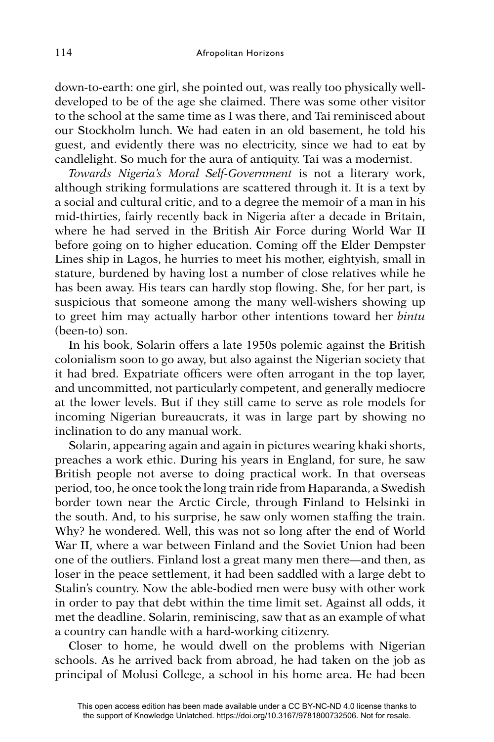down-to-earth: one girl, she pointed out, was really too physically well-developed to be of the age she claimed. There was some other visitor to the school at the same time as I was there, and Tai reminisced about our Stockholm lunch. We had eaten in an old basement, he told his guest, and evidently there was no electricity, since we had to eat by candlelight. So much for the aura of antiquity. Tai was a modernist.

*Towards Nigeria's Moral Self-Government* is not a literary work, although striking formulations are scattered through it. It is a text by a social and cultural critic, and to a degree the memoir of a man in his mid-thirties, fairly recently back in Nigeria after a decade in Britain, where he had served in the British Air Force during World War II before going on to higher education. Coming off the Elder Dempster Lines ship in Lagos, he hurries to meet his mother, eightyish, small in stature, burdened by having lost a number of close relatives while he has been away. His tears can hardly stop flowing. She, for her part, is suspicious that someone among the many well-wishers showing up to greet him may actually harbor other intentions toward her *bintu* (been-to) son.

In his book, Solarin offers a late 1950s polemic against the British colonialism soon to go away, but also against the Nigerian society that it had bred. Expatriate officers were often arrogant in the top layer, and uncommitted, not particularly competent, and generally mediocre at the lower levels. But if they still came to serve as role models for incoming Nigerian bureaucrats, it was in large part by showing no inclination to do any manual work.

Solarin, appearing again and again in pictures wearing khaki shorts, preaches a work ethic. During his years in England, for sure, he saw British people not averse to doing practical work. In that overseas period, too, he once took the long train ride from Haparanda, a Swedish border town near the Arctic Circle, through Finland to Helsinki in the south. And, to his surprise, he saw only women staffing the train. Why? he wondered. Well, this was not so long after the end of World War II, where a war between Finland and the Soviet Union had been one of the outliers. Finland lost a great many men there—and then, as loser in the peace settlement, it had been saddled with a large debt to Stalin's country. Now the able-bodied men were busy with other work in order to pay that debt within the time limit set. Against all odds, it met the deadline. Solarin, reminiscing, saw that as an example of what a country can handle with a hard-working citizenry.

Closer to home, he would dwell on the problems with Nigerian schools. As he arrived back from abroad, he had taken on the job as principal of Molusi College, a school in his home area. He had been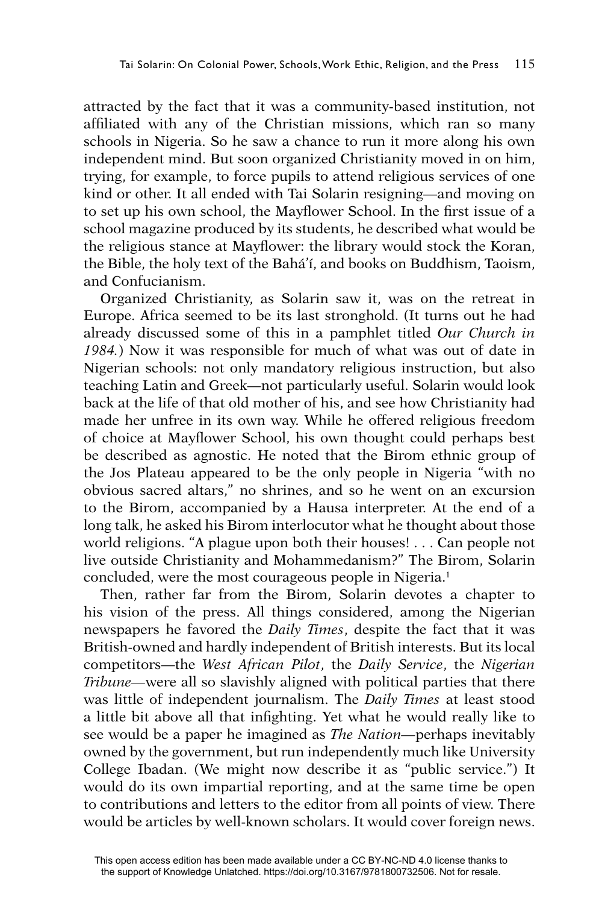attracted by the fact that it was a community-based institution, not affiliated with any of the Christian missions, which ran so many schools in Nigeria. So he saw a chance to run it more along his own independent mind. But soon organized Christianity moved in on him, trying, for example, to force pupils to attend religious services of one kind or other. It all ended with Tai Solarin resigning—and moving on to set up his own school, the Mayflower School. In the first issue of a school magazine produced by its students, he described what would be the religious stance at Mayflower: the library would stock the Koran, the Bible, the holy text of the Bahá'í, and books on Buddhism, Taoism, and Confucianism.

Organized Christianity, as Solarin saw it, was on the retreat in Europe. Africa seemed to be its last stronghold. (It turns out he had already discussed some of this in a pamphlet titled *Our Church in 1984*.) Now it was responsible for much of what was out of date in Nigerian schools: not only mandatory religious instruction, but also teaching Latin and Greek—not particularly useful. Solarin would look back at the life of that old mother of his, and see how Christianity had made her unfree in its own way. While he offered religious freedom of choice at Mayflower School, his own thought could perhaps best be described as agnostic. He noted that the Birom ethnic group of the Jos Plateau appeared to be the only people in Nigeria "with no obvious sacred altars," no shrines, and so he went on an excursion to the Birom, accompanied by a Hausa interpreter. At the end of a long talk, he asked his Birom interlocutor what he thought about those world religions. "A plague upon both their houses! . . . Can people not live outside Christianity and Mohammedanism?" The Birom, Solarin concluded, were the most courageous people in Nigeria.[1]

Then, rather far from the Birom, Solarin devotes a chapter to his vision of the press. All things considered, among the Nigerian newspapers he favored the *Daily Times*, despite the fact that it was British-owned and hardly independent of British interests. But its local competitors—the *West African Pilot*, the *Daily Service*, the *Nigerian Tribune*—were all so slavishly aligned with political parties that there was little of independent journalism. The *Daily Times* at least stood a little bit above all that infighting. Yet what he would really like to see would be a paper he imagined as *The Nation*—perhaps inevitably owned by the government, but run independently much like University College Ibadan. (We might now describe it as "public service.") It would do its own impartial reporting, and at the same time be open to contributions and letters to the editor from all points of view. There would be articles by well-known scholars. It would cover foreign news.

This open access edition has been made available under a CC BY-NC-ND 4.0 license thanks to the support of Knowledge Unlatched. https://doi.org/10.3167/9781800732506. Not for resale.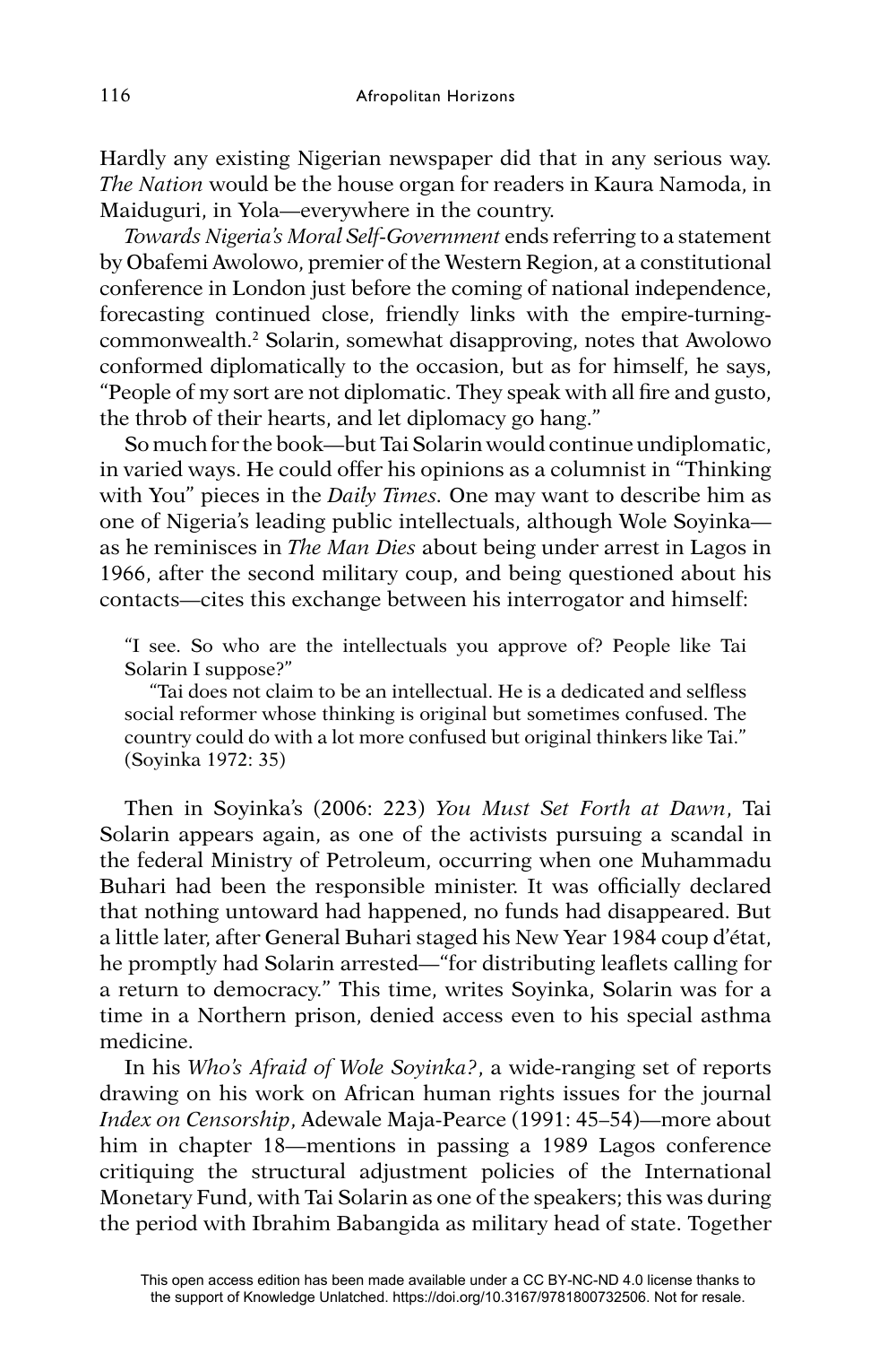Hardly any existing Nigerian newspaper did that in any serious way. *The Nation* would be the house organ for readers in Kaura Namoda, in Maiduguri, in Yola—everywhere in the country.

*Towards Nigeria's Moral Self-Government* ends referring to a statement by Obafemi Awolowo, premier of the Western Region, at a constitutional conference in London just before the coming of national independence, forecasting continued close, friendly links with the empire-turning-commonwealth.[2] Solarin, somewhat disapproving, notes that Awolowo conformed diplomatically to the occasion, but as for himself, he says, "People of my sort are not diplomatic. They speak with all fire and gusto, the throb of their hearts, and let diplomacy go hang."

So much for the book—but Tai Solarin would continue undiplomatic, in varied ways. He could offer his opinions as a columnist in "Thinking with You" pieces in the *Daily Times.* One may want to describe him as one of Nigeria's leading public intellectuals, although Wole Soyinka—as he reminisces in *The Man Dies* about being under arrest in Lagos in 1966, after the second military coup, and being questioned about his contacts—cites this exchange between his interrogator and himself:

> "I see. So who are the intellectuals you approve of? People like Tai Solarin I suppose?"
>
> "Tai does not claim to be an intellectual. He is a dedicated and selfless social reformer whose thinking is original but sometimes confused. The country could do with a lot more confused but original thinkers like Tai." (Soyinka 1972: 35)

Then in Soyinka's (2006: 223) *You Must Set Forth at Dawn*, Tai Solarin appears again, as one of the activists pursuing a scandal in the federal Ministry of Petroleum, occurring when one Muhammadu Buhari had been the responsible minister. It was officially declared that nothing untoward had happened, no funds had disappeared. But a little later, after General Buhari staged his New Year 1984 coup d'état, he promptly had Solarin arrested—"for distributing leaflets calling for a return to democracy." This time, writes Soyinka, Solarin was for a time in a Northern prison, denied access even to his special asthma medicine.

In his *Who's Afraid of Wole Soyinka?*, a wide-ranging set of reports drawing on his work on African human rights issues for the journal *Index on Censorship*, Adewale Maja-Pearce (1991: 45–54)—more about him in chapter 18—mentions in passing a 1989 Lagos conference critiquing the structural adjustment policies of the International Monetary Fund, with Tai Solarin as one of the speakers; this was during the period with Ibrahim Babangida as military head of state. Together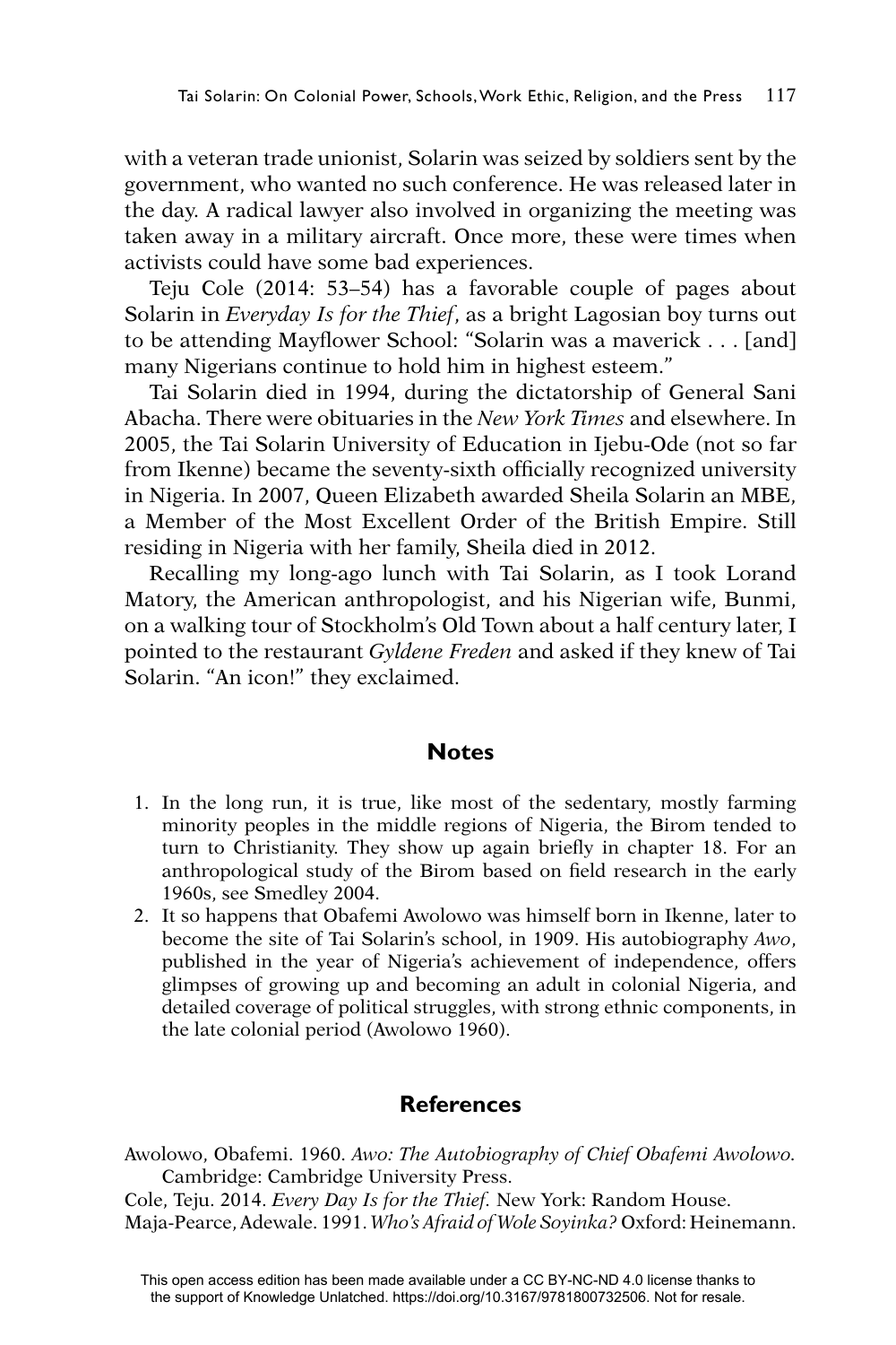with a veteran trade unionist, Solarin was seized by soldiers sent by the government, who wanted no such conference. He was released later in the day. A radical lawyer also involved in organizing the meeting was taken away in a military aircraft. Once more, these were times when activists could have some bad experiences.

Teju Cole (2014: 53–54) has a favorable couple of pages about Solarin in *Everyday Is for the Thief*, as a bright Lagosian boy turns out to be attending Mayflower School: "Solarin was a maverick . . . [and] many Nigerians continue to hold him in highest esteem."

Tai Solarin died in 1994, during the dictatorship of General Sani Abacha. There were obituaries in the *New York Times* and elsewhere. In 2005, the Tai Solarin University of Education in Ijebu-Ode (not so far from Ikenne) became the seventy-sixth officially recognized university in Nigeria. In 2007, Queen Elizabeth awarded Sheila Solarin an MBE, a Member of the Most Excellent Order of the British Empire. Still residing in Nigeria with her family, Sheila died in 2012.

Recalling my long-ago lunch with Tai Solarin, as I took Lorand Matory, the American anthropologist, and his Nigerian wife, Bunmi, on a walking tour of Stockholm's Old Town about a half century later, I pointed to the restaurant *Gyldene Freden* and asked if they knew of Tai Solarin. "An icon!" they exclaimed.

## Notes

1. In the long run, it is true, like most of the sedentary, mostly farming minority peoples in the middle regions of Nigeria, the Birom tended to turn to Christianity. They show up again briefly in chapter 18. For an anthropological study of the Birom based on field research in the early 1960s, see Smedley 2004.
2. It so happens that Obafemi Awolowo was himself born in Ikenne, later to become the site of Tai Solarin's school, in 1909. His autobiography *Awo*, published in the year of Nigeria's achievement of independence, offers glimpses of growing up and becoming an adult in colonial Nigeria, and detailed coverage of political struggles, with strong ethnic components, in the late colonial period (Awolowo 1960).

## References

Awolowo, Obafemi. 1960. *Awo: The Autobiography of Chief Obafemi Awolowo*. Cambridge: Cambridge University Press.

Cole, Teju. 2014. *Every Day Is for the Thief*. New York: Random House.

Maja-Pearce, Adewale. 1991. *Who's Afraid of Wole Soyinka?* Oxford: Heinemann.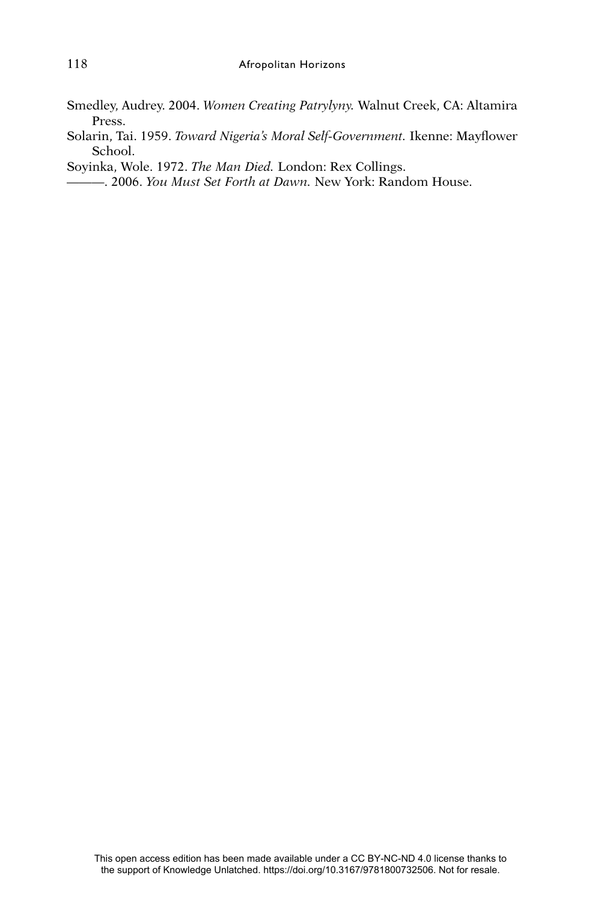Smedley, Audrey. 2004. *Women Creating Patrylyny.* Walnut Creek, CA: Altamira Press.

Solarin, Tai. 1959. *Toward Nigeria's Moral Self-Government.* Ikenne: Mayflower School.

Soyinka, Wole. 1972. *The Man Died.* London: Rex Collings.

———. 2006. *You Must Set Forth at Dawn.* New York: Random House.

This open access edition has been made available under a CC BY-NC-ND 4.0 license thanks to the support of Knowledge Unlatched. https://doi.org/10.3167/9781800732506. Not for resale.